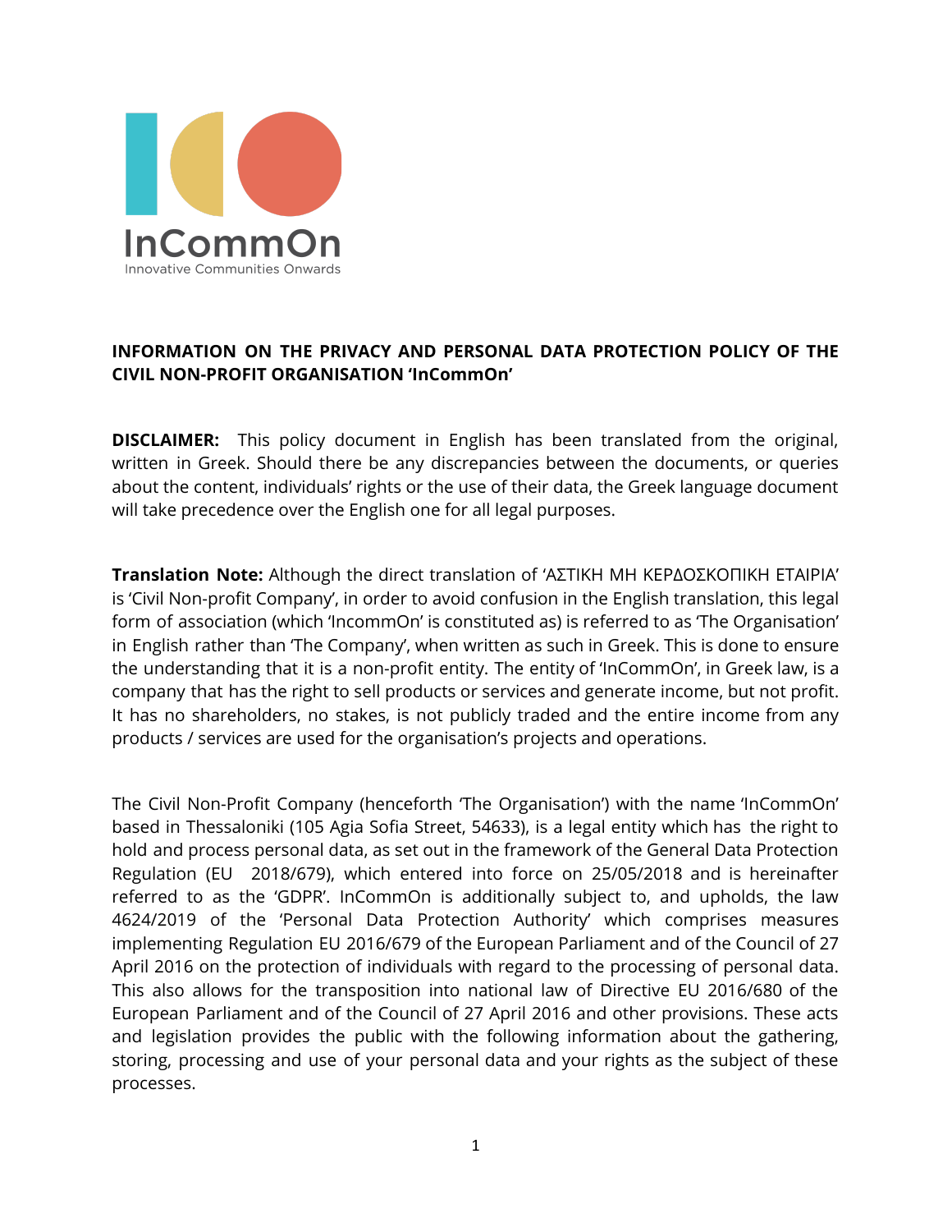InCommOn
Innovative Communities Onwards

**INFORMATION ON THE PRIVACY AND PERSONAL DATA PROTECTION POLICY OF THE CIVIL NON-PROFIT ORGANISATION 'InCommOn'**

**DISCLAIMER:** This policy document in English has been translated from the original, written in Greek. Should there be any discrepancies between the documents, or queries about the content, individuals' rights or the use of their data, the Greek language document will take precedence over the English one for all legal purposes.

**Translation Note:** Although the direct translation of 'ΑΣΤΙΚΗ ΜΗ ΚΕΡΔΟΣΚΟΠΙΚΗ ΕΤΑΙΡΙΑ' is 'Civil Non-profit Company', in order to avoid confusion in the English translation, this legal form of association (which 'IncommOn' is constituted as) is referred to as 'The Organisation' in English rather than 'The Company', when written as such in Greek. This is done to ensure the understanding that it is a non-profit entity. The entity of 'InCommOn', in Greek law, is a company that has the right to sell products or services and generate income, but not profit. It has no shareholders, no stakes, is not publicly traded and the entire income from any products / services are used for the organisation's projects and operations.

The Civil Non-Profit Company (henceforth 'The Organisation') with the name 'InCommOn' based in Thessaloniki (105 Agia Sofia Street, 54633), is a legal entity which has the right to hold and process personal data, as set out in the framework of the General Data Protection Regulation (EU 2018/679), which entered into force on 25/05/2018 and is hereinafter referred to as the 'GDPR'. InCommOn is additionally subject to, and upholds, the law 4624/2019 of the 'Personal Data Protection Authority' which comprises measures implementing Regulation EU 2016/679 of the European Parliament and of the Council of 27 April 2016 on the protection of individuals with regard to the processing of personal data. This also allows for the transposition into national law of Directive EU 2016/680 of the European Parliament and of the Council of 27 April 2016 and other provisions. These acts and legislation provides the public with the following information about the gathering, storing, processing and use of your personal data and your rights as the subject of these processes.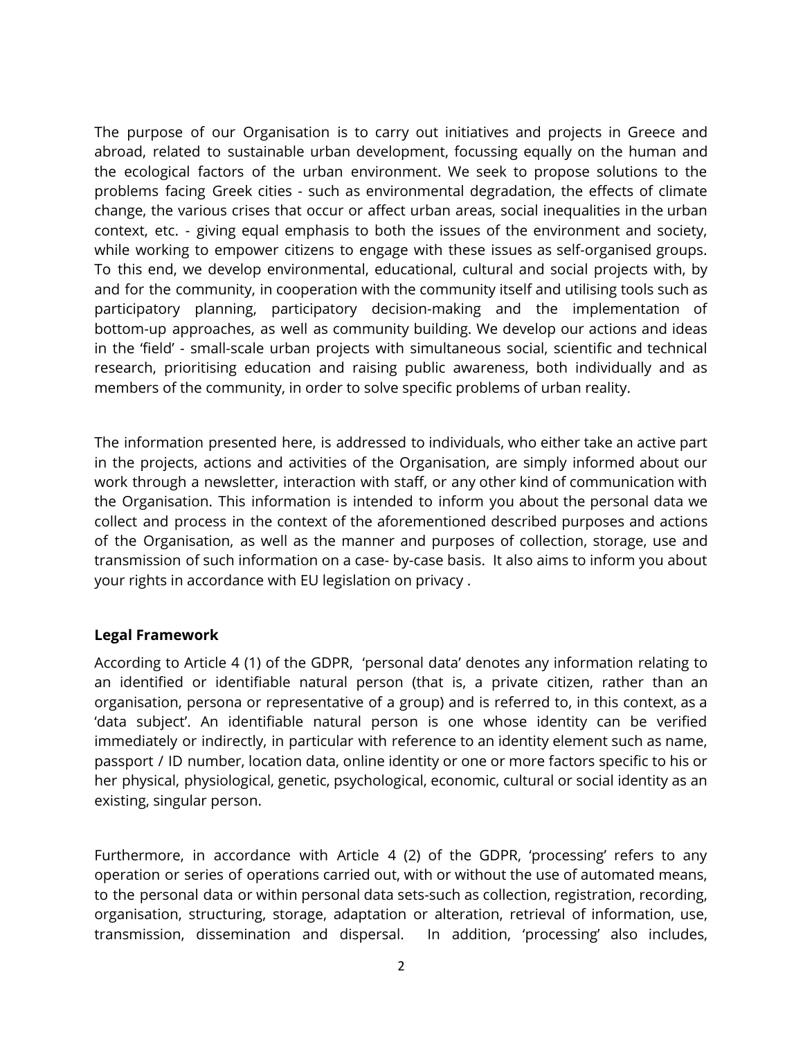The purpose of our Organisation is to carry out initiatives and projects in Greece and abroad, related to sustainable urban development, focussing equally on the human and the ecological factors of the urban environment. We seek to propose solutions to the problems facing Greek cities - such as environmental degradation, the effects of climate change, the various crises that occur or affect urban areas, social inequalities in the urban context, etc. - giving equal emphasis to both the issues of the environment and society, while working to empower citizens to engage with these issues as self-organised groups. To this end, we develop environmental, educational, cultural and social projects with, by and for the community, in cooperation with the community itself and utilising tools such as participatory planning, participatory decision-making and the implementation of bottom-up approaches, as well as community building. We develop our actions and ideas in the 'field' - small-scale urban projects with simultaneous social, scientific and technical research, prioritising education and raising public awareness, both individually and as members of the community, in order to solve specific problems of urban reality.

The information presented here, is addressed to individuals, who either take an active part in the projects, actions and activities of the Organisation, are simply informed about our work through a newsletter, interaction with staff, or any other kind of communication with the Organisation. This information is intended to inform you about the personal data we collect and process in the context of the aforementioned described purposes and actions of the Organisation, as well as the manner and purposes of collection, storage, use and transmission of such information on a case- by-case basis. It also aims to inform you about your rights in accordance with EU legislation on privacy .

**Legal Framework**

According to Article 4 (1) of the GDPR, 'personal data' denotes any information relating to an identified or identifiable natural person (that is, a private citizen, rather than an organisation, persona or representative of a group) and is referred to, in this context, as a 'data subject'. An identifiable natural person is one whose identity can be verified immediately or indirectly, in particular with reference to an identity element such as name, passport / ID number, location data, online identity or one or more factors specific to his or her physical, physiological, genetic, psychological, economic, cultural or social identity as an existing, singular person.

Furthermore, in accordance with Article 4 (2) of the GDPR, 'processing' refers to any operation or series of operations carried out, with or without the use of automated means, to the personal data or within personal data sets-such as collection, registration, recording, organisation, structuring, storage, adaptation or alteration, retrieval of information, use, transmission, dissemination and dispersal. In addition, 'processing' also includes,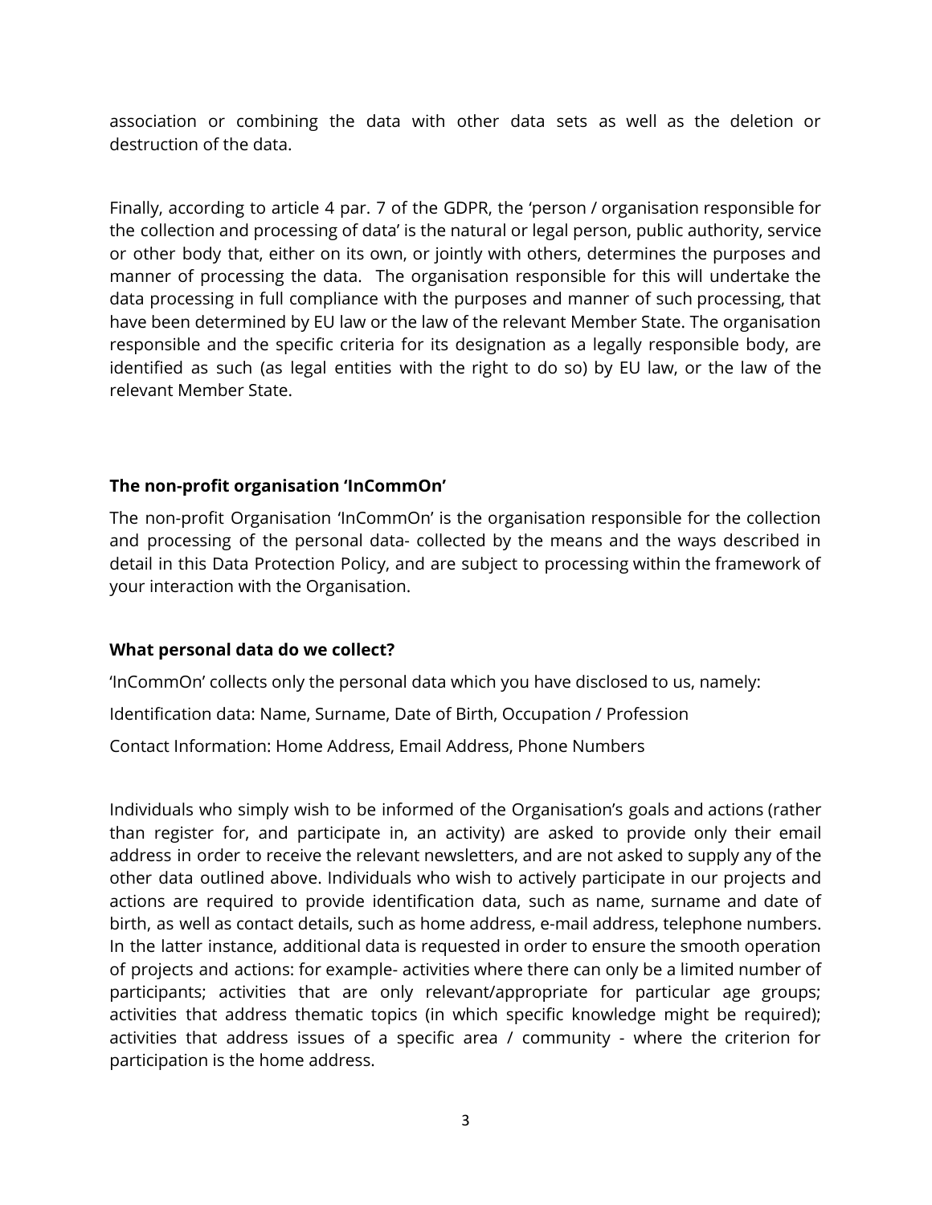association or combining the data with other data sets as well as the deletion or destruction of the data.

Finally, according to article 4 par. 7 of the GDPR, the 'person / organisation responsible for the collection and processing of data' is the natural or legal person, public authority, service or other body that, either on its own, or jointly with others, determines the purposes and manner of processing the data. The organisation responsible for this will undertake the data processing in full compliance with the purposes and manner of such processing, that have been determined by EU law or the law of the relevant Member State. The organisation responsible and the specific criteria for its designation as a legally responsible body, are identified as such (as legal entities with the right to do so) by EU law, or the law of the relevant Member State.

**The non-profit organisation 'InCommOn'**

The non-profit Organisation 'InCommOn' is the organisation responsible for the collection and processing of the personal data- collected by the means and the ways described in detail in this Data Protection Policy, and are subject to processing within the framework of your interaction with the Organisation.

**What personal data do we collect?**

'InCommOn' collects only the personal data which you have disclosed to us, namely:

Identification data: Name, Surname, Date of Birth, Occupation / Profession

Contact Information: Home Address, Email Address, Phone Numbers

Individuals who simply wish to be informed of the Organisation's goals and actions (rather than register for, and participate in, an activity) are asked to provide only their email address in order to receive the relevant newsletters, and are not asked to supply any of the other data outlined above. Individuals who wish to actively participate in our projects and actions are required to provide identification data, such as name, surname and date of birth, as well as contact details, such as home address, e-mail address, telephone numbers. In the latter instance, additional data is requested in order to ensure the smooth operation of projects and actions: for example- activities where there can only be a limited number of participants; activities that are only relevant/appropriate for particular age groups; activities that address thematic topics (in which specific knowledge might be required); activities that address issues of a specific area / community - where the criterion for participation is the home address.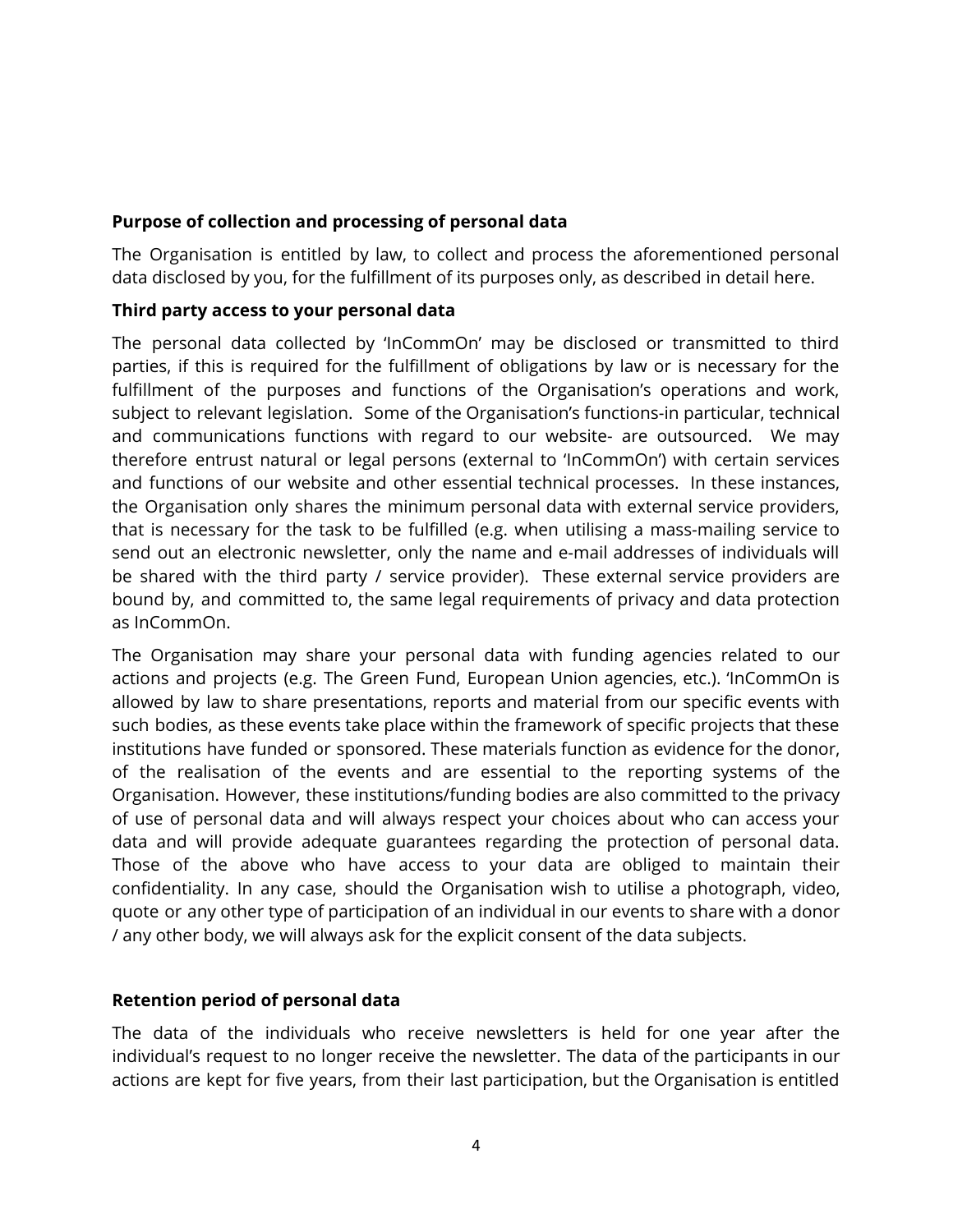**Purpose of collection and processing of personal data**

The Organisation is entitled by law, to collect and process the aforementioned personal data disclosed by you, for the fulfillment of its purposes only, as described in detail here.

**Third party access to your personal data**

The personal data collected by 'InCommOn' may be disclosed or transmitted to third parties, if this is required for the fulfillment of obligations by law or is necessary for the fulfillment of the purposes and functions of the Organisation's operations and work, subject to relevant legislation. Some of the Organisation's functions-in particular, technical and communications functions with regard to our website- are outsourced. We may therefore entrust natural or legal persons (external to 'InCommOn') with certain services and functions of our website and other essential technical processes. In these instances, the Organisation only shares the minimum personal data with external service providers, that is necessary for the task to be fulfilled (e.g. when utilising a mass-mailing service to send out an electronic newsletter, only the name and e-mail addresses of individuals will be shared with the third party / service provider). These external service providers are bound by, and committed to, the same legal requirements of privacy and data protection as InCommOn.

The Organisation may share your personal data with funding agencies related to our actions and projects (e.g. The Green Fund, European Union agencies, etc.). 'InCommOn is allowed by law to share presentations, reports and material from our specific events with such bodies, as these events take place within the framework of specific projects that these institutions have funded or sponsored. These materials function as evidence for the donor, of the realisation of the events and are essential to the reporting systems of the Organisation. However, these institutions/funding bodies are also committed to the privacy of use of personal data and will always respect your choices about who can access your data and will provide adequate guarantees regarding the protection of personal data. Those of the above who have access to your data are obliged to maintain their confidentiality. In any case, should the Organisation wish to utilise a photograph, video, quote or any other type of participation of an individual in our events to share with a donor / any other body, we will always ask for the explicit consent of the data subjects.

**Retention period of personal data**

The data of the individuals who receive newsletters is held for one year after the individual's request to no longer receive the newsletter. The data of the participants in our actions are kept for five years, from their last participation, but the Organisation is entitled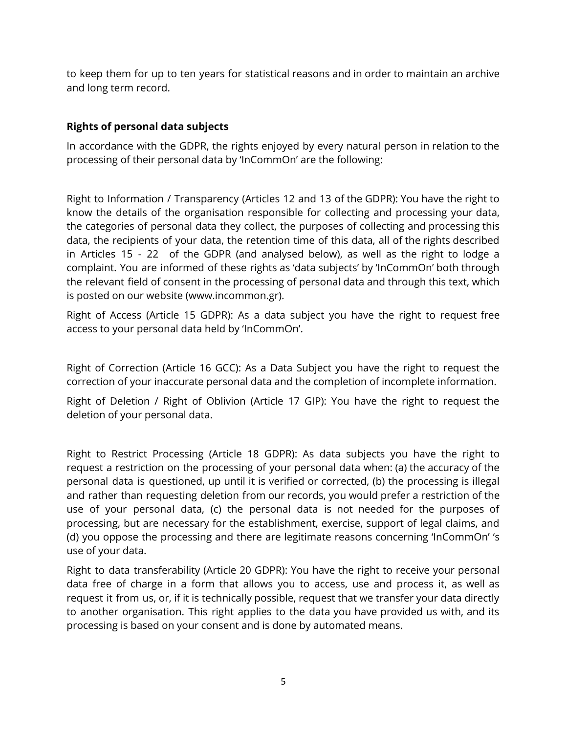to keep them for up to ten years for statistical reasons and in order to maintain an archive and long term record.

**Rights of personal data subjects**

In accordance with the GDPR, the rights enjoyed by every natural person in relation to the processing of their personal data by 'InCommOn' are the following:

Right to Information / Transparency (Articles 12 and 13 of the GDPR): You have the right to know the details of the organisation responsible for collecting and processing your data, the categories of personal data they collect, the purposes of collecting and processing this data, the recipients of your data, the retention time of this data, all of the rights described in Articles 15 - 22 of the GDPR (and analysed below), as well as the right to lodge a complaint. You are informed of these rights as 'data subjects' by 'InCommOn' both through the relevant field of consent in the processing of personal data and through this text, which is posted on our website (www.incommon.gr).

Right of Access (Article 15 GDPR): As a data subject you have the right to request free access to your personal data held by 'InCommOn'.

Right of Correction (Article 16 GCC): As a Data Subject you have the right to request the correction of your inaccurate personal data and the completion of incomplete information.

Right of Deletion / Right of Oblivion (Article 17 GIP): You have the right to request the deletion of your personal data.

Right to Restrict Processing (Article 18 GDPR): As data subjects you have the right to request a restriction on the processing of your personal data when: (a) the accuracy of the personal data is questioned, up until it is verified or corrected, (b) the processing is illegal and rather than requesting deletion from our records, you would prefer a restriction of the use of your personal data, (c) the personal data is not needed for the purposes of processing, but are necessary for the establishment, exercise, support of legal claims, and (d) you oppose the processing and there are legitimate reasons concerning 'InCommOn' 's use of your data.

Right to data transferability (Article 20 GDPR): You have the right to receive your personal data free of charge in a form that allows you to access, use and process it, as well as request it from us, or, if it is technically possible, request that we transfer your data directly to another organisation. This right applies to the data you have provided us with, and its processing is based on your consent and is done by automated means.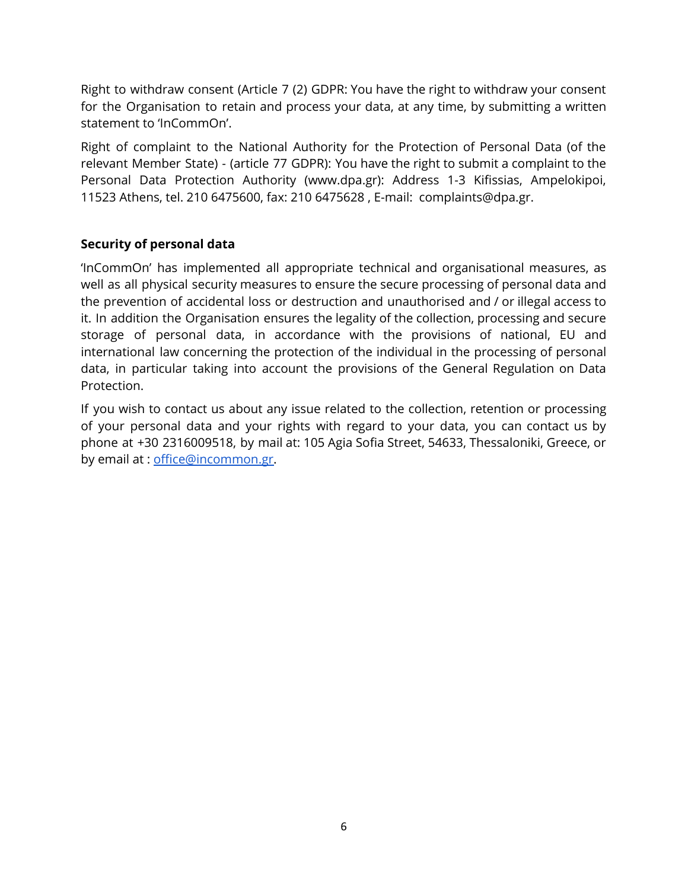Right to withdraw consent (Article 7 (2) GDPR: You have the right to withdraw your consent for the Organisation to retain and process your data, at any time, by submitting a written statement to 'InCommOn'.

Right of complaint to the National Authority for the Protection of Personal Data (of the relevant Member State) - (article 77 GDPR): You have the right to submit a complaint to the Personal Data Protection Authority (www.dpa.gr): Address 1-3 Kifissias, Ampelokipoi, 11523 Athens, tel. 210 6475600, fax: 210 6475628 , E-mail: complaints@dpa.gr.

## Security of personal data

'InCommOn' has implemented all appropriate technical and organisational measures, as well as all physical security measures to ensure the secure processing of personal data and the prevention of accidental loss or destruction and unauthorised and / or illegal access to it. In addition the Organisation ensures the legality of the collection, processing and secure storage of personal data, in accordance with the provisions of national, EU and international law concerning the protection of the individual in the processing of personal data, in particular taking into account the provisions of the General Regulation on Data Protection.

If you wish to contact us about any issue related to the collection, retention or processing of your personal data and your rights with regard to your data, you can contact us by phone at +30 2316009518, by mail at: 105 Agia Sofia Street, 54633, Thessaloniki, Greece, or by email at : office@incommon.gr.